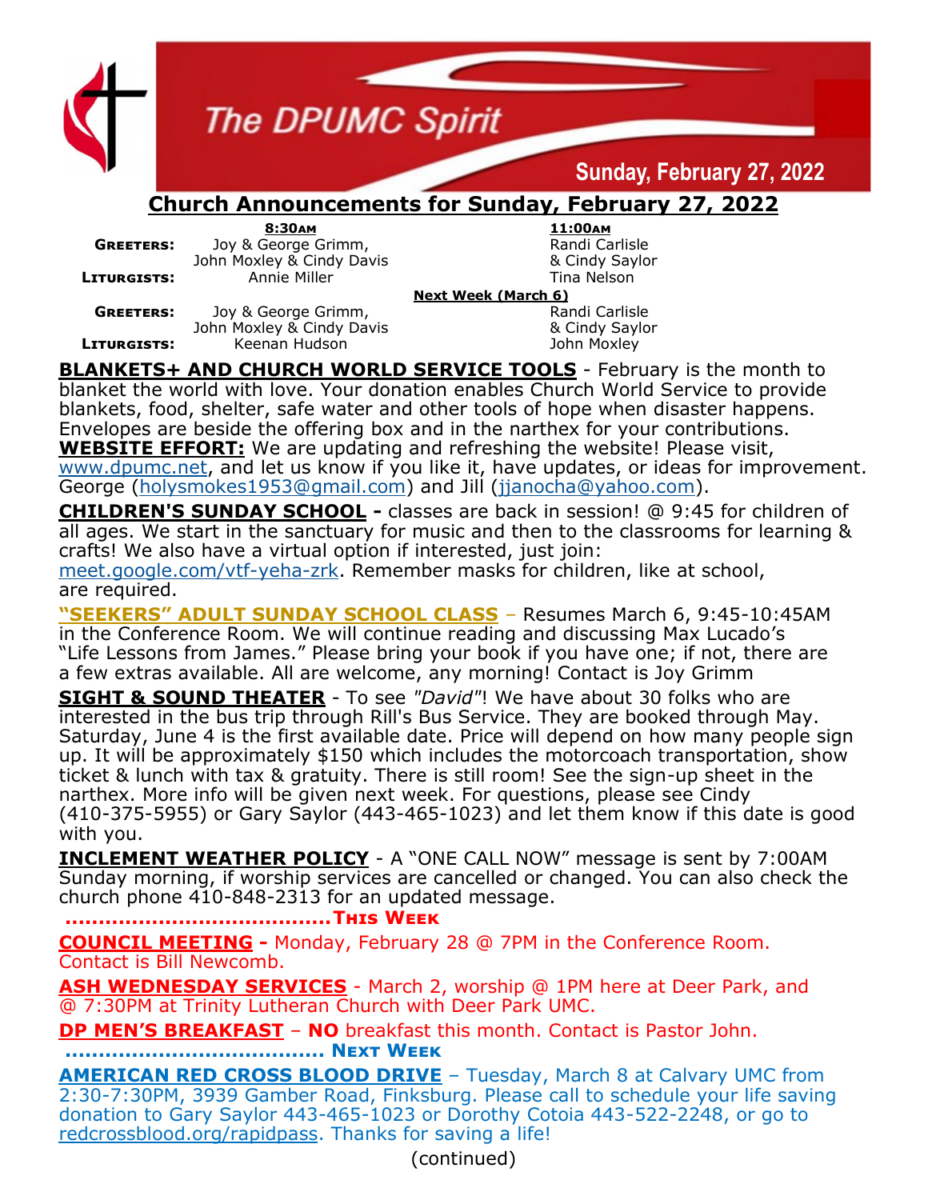# The DPUMC Spirit

**Sunday, February 27, 2022**

## Church Announcements for Sunday, February 27, 2022

| | 8:30AM | 11:00AM |
|---|---|---|
| **Greeters:** | Joy & George Grimm, John Moxley & Cindy Davis | Randi Carlisle & Cindy Saylor |
| **Liturgists:** | Annie Miller | Tina Nelson |
| | **Next Week (March 6)** | |
| **Greeters:** | Joy & George Grimm, John Moxley & Cindy Davis | Randi Carlisle & Cindy Saylor |
| **Liturgists:** | Keenan Hudson | John Moxley |

**BLANKETS+ AND CHURCH WORLD SERVICE TOOLS** - February is the month to blanket the world with love. Your donation enables Church World Service to provide blankets, food, shelter, safe water and other tools of hope when disaster happens. Envelopes are beside the offering box and in the narthex for your contributions.

**WEBSITE EFFORT:** We are updating and refreshing the website! Please visit, www.dpumc.net, and let us know if you like it, have updates, or ideas for improvement. George (holysmokes1953@gmail.com) and Jill (jjanocha@yahoo.com).

**CHILDREN'S SUNDAY SCHOOL -** classes are back in session! @ 9:45 for children of all ages. We start in the sanctuary for music and then to the classrooms for learning & crafts! We also have a virtual option if interested, just join: meet.google.com/vtf-yeha-zrk. Remember masks for children, like at school, are required.

**"SEEKERS" ADULT SUNDAY SCHOOL CLASS** – Resumes March 6, 9:45-10:45AM in the Conference Room. We will continue reading and discussing Max Lucado's "Life Lessons from James." Please bring your book if you have one; if not, there are a few extras available. All are welcome, any morning! Contact is Joy Grimm

**SIGHT & SOUND THEATER** - To see *"David"*! We have about 30 folks who are interested in the bus trip through Rill's Bus Service. They are booked through May. Saturday, June 4 is the first available date. Price will depend on how many people sign up. It will be approximately $150 which includes the motorcoach transportation, show ticket & lunch with tax & gratuity. There is still room! See the sign-up sheet in the narthex. More info will be given next week. For questions, please see Cindy (410-375-5955) or Gary Saylor (443-465-1023) and let them know if this date is good with you.

**INCLEMENT WEATHER POLICY** - A "ONE CALL NOW" message is sent by 7:00AM Sunday morning, if worship services are cancelled or changed. You can also check the church phone 410-848-2313 for an updated message.

**……………………………………This Week**

**COUNCIL MEETING -** Monday, February 28 @ 7PM in the Conference Room. Contact is Bill Newcomb.

**ASH WEDNESDAY SERVICES** - March 2, worship @ 1PM here at Deer Park, and @ 7:30PM at Trinity Lutheran Church with Deer Park UMC.

**DP MEN'S BREAKFAST** – **NO** breakfast this month. Contact is Pastor John.

**………………………………… Next Week**

**AMERICAN RED CROSS BLOOD DRIVE** – Tuesday, March 8 at Calvary UMC from 2:30-7:30PM, 3939 Gamber Road, Finksburg. Please call to schedule your life saving donation to Gary Saylor 443-465-1023 or Dorothy Cotoia 443-522-2248, or go to redcrossblood.org/rapidpass. Thanks for saving a life!

(continued)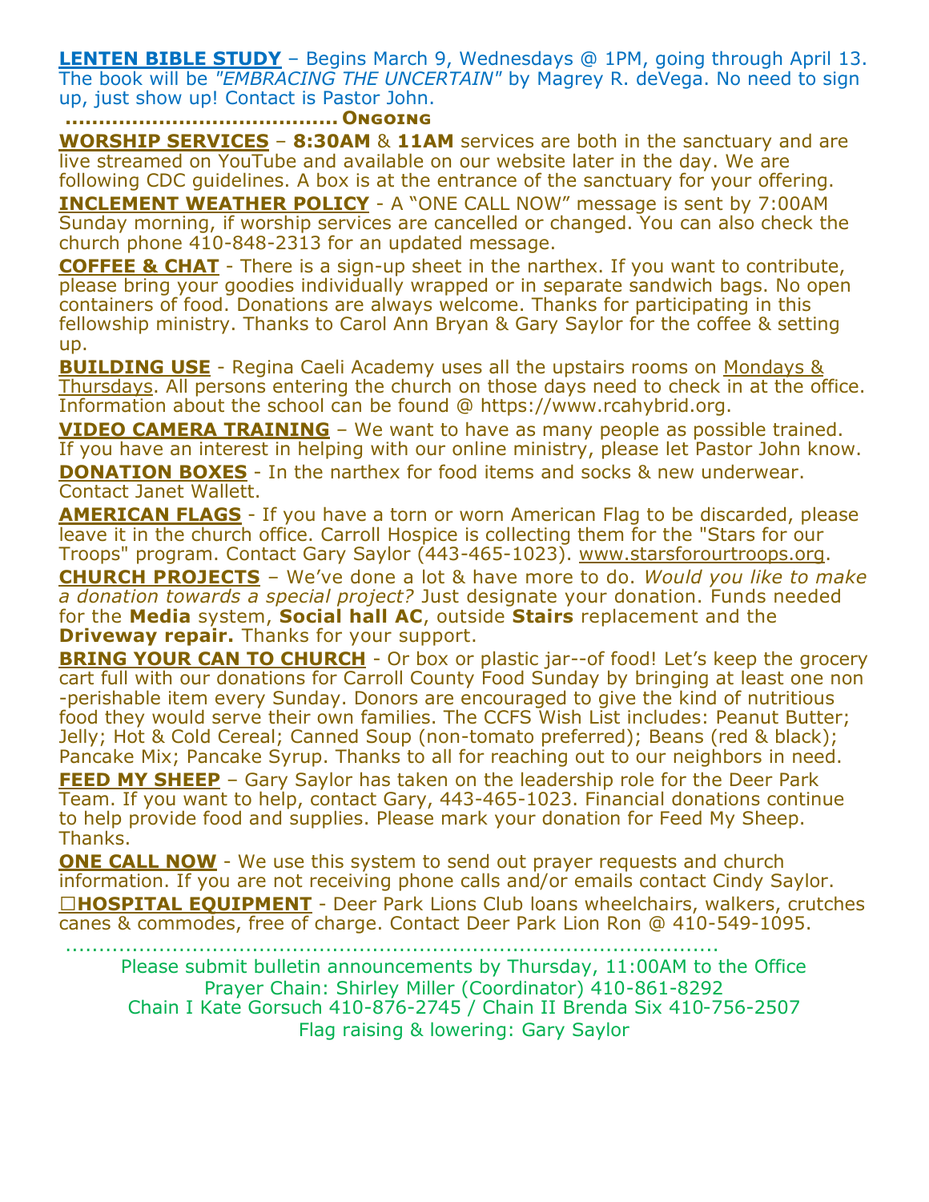**LENTEN BIBLE STUDY** – Begins March 9, Wednesdays @ 1PM, going through April 13. The book will be *"EMBRACING THE UNCERTAIN"* by Magrey R. deVega. No need to sign up, just show up! Contact is Pastor John.

**........................................ Ongoing**

**WORSHIP SERVICES** – **8:30AM** & **11AM** services are both in the sanctuary and are live streamed on YouTube and available on our website later in the day. We are following CDC guidelines. A box is at the entrance of the sanctuary for your offering.

**INCLEMENT WEATHER POLICY** - A "ONE CALL NOW" message is sent by 7:00AM Sunday morning, if worship services are cancelled or changed. You can also check the church phone 410-848-2313 for an updated message.

**COFFEE & CHAT** - There is a sign-up sheet in the narthex. If you want to contribute, please bring your goodies individually wrapped or in separate sandwich bags. No open containers of food. Donations are always welcome. Thanks for participating in this fellowship ministry. Thanks to Carol Ann Bryan & Gary Saylor for the coffee & setting up.

**BUILDING USE** - Regina Caeli Academy uses all the upstairs rooms on Mondays & Thursdays. All persons entering the church on those days need to check in at the office. Information about the school can be found @ https://www.rcahybrid.org.

**VIDEO CAMERA TRAINING** – We want to have as many people as possible trained. If you have an interest in helping with our online ministry, please let Pastor John know.

**DONATION BOXES** - In the narthex for food items and socks & new underwear. Contact Janet Wallett.

**AMERICAN FLAGS** - If you have a torn or worn American Flag to be discarded, please leave it in the church office. Carroll Hospice is collecting them for the "Stars for our Troops" program. Contact Gary Saylor (443-465-1023). www.starsforourtroops.org.

**CHURCH PROJECTS** – We've done a lot & have more to do. *Would you like to make a donation towards a special project?* Just designate your donation. Funds needed for the **Media** system, **Social hall AC**, outside **Stairs** replacement and the **Driveway repair.** Thanks for your support.

**BRING YOUR CAN TO CHURCH** - Or box or plastic jar--of food! Let's keep the grocery cart full with our donations for Carroll County Food Sunday by bringing at least one non-perishable item every Sunday. Donors are encouraged to give the kind of nutritious food they would serve their own families. The CCFS Wish List includes: Peanut Butter; Jelly; Hot & Cold Cereal; Canned Soup (non-tomato preferred); Beans (red & black); Pancake Mix; Pancake Syrup. Thanks to all for reaching out to our neighbors in need.

**FEED MY SHEEP** – Gary Saylor has taken on the leadership role for the Deer Park Team. If you want to help, contact Gary, 443-465-1023. Financial donations continue to help provide food and supplies. Please mark your donation for Feed My Sheep. Thanks.

**ONE CALL NOW** - We use this system to send out prayer requests and church information. If you are not receiving phone calls and/or emails contact Cindy Saylor.

☐**HOSPITAL EQUIPMENT** - Deer Park Lions Club loans wheelchairs, walkers, crutches canes & commodes, free of charge. Contact Deer Park Lion Ron @ 410-549-1095.

.........................................................................................

Please submit bulletin announcements by Thursday, 11:00AM to the Office

Prayer Chain: Shirley Miller (Coordinator) 410-861-8292

Chain I Kate Gorsuch 410-876-2745 / Chain II Brenda Six 410-756-2507

Flag raising & lowering: Gary Saylor